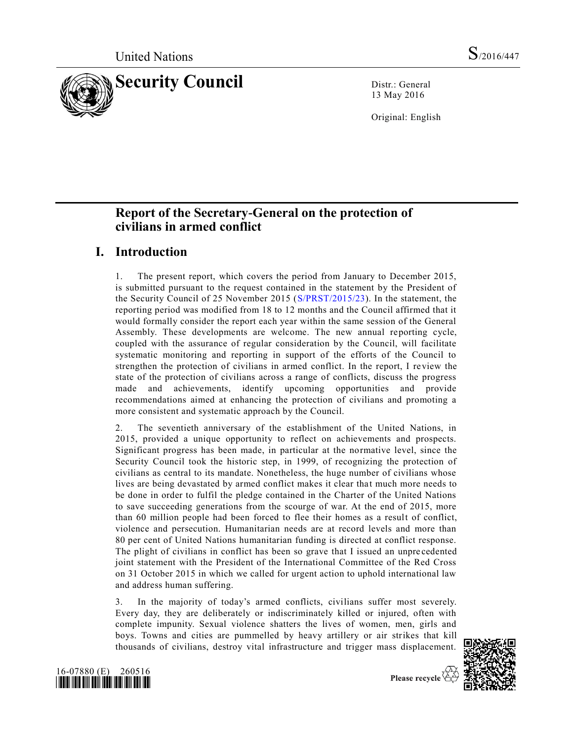United Nations S/2016/447

# Security Council

Distr.: General
13 May 2016

Original: English

# Report of the Secretary-General on the protection of civilians in armed conflict

## I. Introduction

1. The present report, which covers the period from January to December 2015, is submitted pursuant to the request contained in the statement by the President of the Security Council of 25 November 2015 (S/PRST/2015/23). In the statement, the reporting period was modified from 18 to 12 months and the Council affirmed that it would formally consider the report each year within the same session of the General Assembly. These developments are welcome. The new annual reporting cycle, coupled with the assurance of regular consideration by the Council, will facilitate systematic monitoring and reporting in support of the efforts of the Council to strengthen the protection of civilians in armed conflict. In the report, I review the state of the protection of civilians across a range of conflicts, discuss the progress made and achievements, identify upcoming opportunities and provide recommendations aimed at enhancing the protection of civilians and promoting a more consistent and systematic approach by the Council.

2. The seventieth anniversary of the establishment of the United Nations, in 2015, provided a unique opportunity to reflect on achievements and prospects. Significant progress has been made, in particular at the normative level, since the Security Council took the historic step, in 1999, of recognizing the protection of civilians as central to its mandate. Nonetheless, the huge number of civilians whose lives are being devastated by armed conflict makes it clear that much more needs to be done in order to fulfil the pledge contained in the Charter of the United Nations to save succeeding generations from the scourge of war. At the end of 2015, more than 60 million people had been forced to flee their homes as a result of conflict, violence and persecution. Humanitarian needs are at record levels and more than 80 per cent of United Nations humanitarian funding is directed at conflict response. The plight of civilians in conflict has been so grave that I issued an unprecedented joint statement with the President of the International Committee of the Red Cross on 31 October 2015 in which we called for urgent action to uphold international law and address human suffering.

3. In the majority of today's armed conflicts, civilians suffer most severely. Every day, they are deliberately or indiscriminately killed or injured, often with complete impunity. Sexual violence shatters the lives of women, men, girls and boys. Towns and cities are pummelled by heavy artillery or air strikes that kill thousands of civilians, destroy vital infrastructure and trigger mass displacement.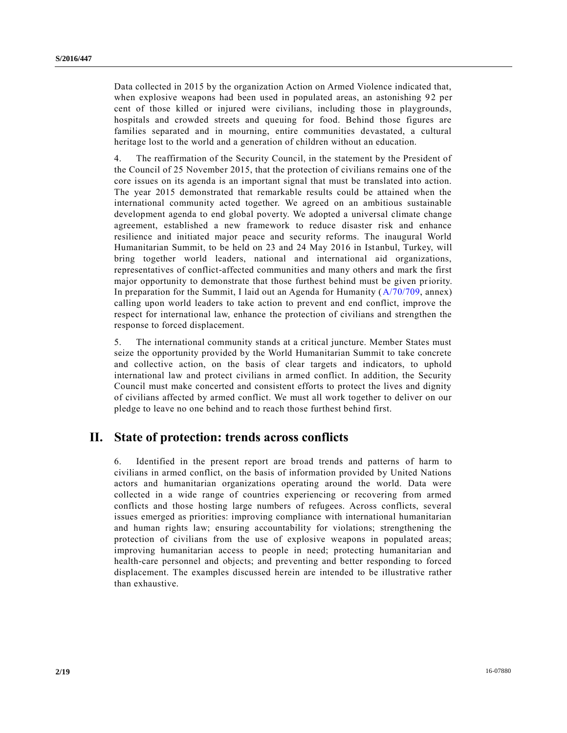Data collected in 2015 by the organization Action on Armed Violence indicated that, when explosive weapons had been used in populated areas, an astonishing 92 per cent of those killed or injured were civilians, including those in playgrounds, hospitals and crowded streets and queuing for food. Behind those figures are families separated and in mourning, entire communities devastated, a cultural heritage lost to the world and a generation of children without an education.

4. The reaffirmation of the Security Council, in the statement by the President of the Council of 25 November 2015, that the protection of civilians remains one of the core issues on its agenda is an important signal that must be translated into action. The year 2015 demonstrated that remarkable results could be attained when the international community acted together. We agreed on an ambitious sustainable development agenda to end global poverty. We adopted a universal climate change agreement, established a new framework to reduce disaster risk and enhance resilience and initiated major peace and security reforms. The inaugural World Humanitarian Summit, to be held on 23 and 24 May 2016 in Istanbul, Turkey, will bring together world leaders, national and international aid organizations, representatives of conflict-affected communities and many others and mark the first major opportunity to demonstrate that those furthest behind must be given priority. In preparation for the Summit, I laid out an Agenda for Humanity (A/70/709, annex) calling upon world leaders to take action to prevent and end conflict, improve the respect for international law, enhance the protection of civilians and strengthen the response to forced displacement.

5. The international community stands at a critical juncture. Member States must seize the opportunity provided by the World Humanitarian Summit to take concrete and collective action, on the basis of clear targets and indicators, to uphold international law and protect civilians in armed conflict. In addition, the Security Council must make concerted and consistent efforts to protect the lives and dignity of civilians affected by armed conflict. We must all work together to deliver on our pledge to leave no one behind and to reach those furthest behind first.

## II. State of protection: trends across conflicts

6. Identified in the present report are broad trends and patterns of harm to civilians in armed conflict, on the basis of information provided by United Nations actors and humanitarian organizations operating around the world. Data were collected in a wide range of countries experiencing or recovering from armed conflicts and those hosting large numbers of refugees. Across conflicts, several issues emerged as priorities: improving compliance with international humanitarian and human rights law; ensuring accountability for violations; strengthening the protection of civilians from the use of explosive weapons in populated areas; improving humanitarian access to people in need; protecting humanitarian and health-care personnel and objects; and preventing and better responding to forced displacement. The examples discussed herein are intended to be illustrative rather than exhaustive.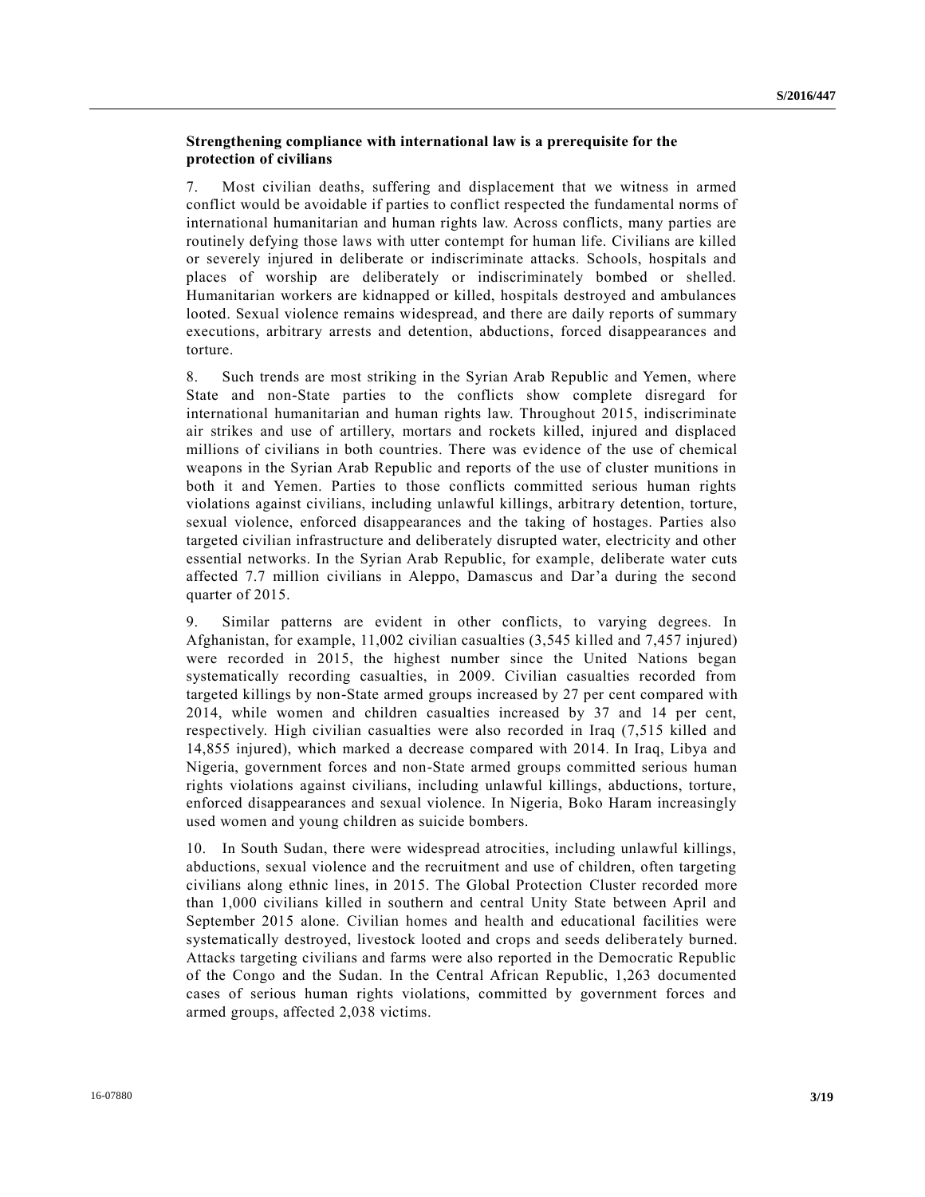**Strengthening compliance with international law is a prerequisite for the protection of civilians**

7. Most civilian deaths, suffering and displacement that we witness in armed conflict would be avoidable if parties to conflict respected the fundamental norms of international humanitarian and human rights law. Across conflicts, many parties are routinely defying those laws with utter contempt for human life. Civilians are killed or severely injured in deliberate or indiscriminate attacks. Schools, hospitals and places of worship are deliberately or indiscriminately bombed or shelled. Humanitarian workers are kidnapped or killed, hospitals destroyed and ambulances looted. Sexual violence remains widespread, and there are daily reports of summary executions, arbitrary arrests and detention, abductions, forced disappearances and torture.

8. Such trends are most striking in the Syrian Arab Republic and Yemen, where State and non-State parties to the conflicts show complete disregard for international humanitarian and human rights law. Throughout 2015, indiscriminate air strikes and use of artillery, mortars and rockets killed, injured and displaced millions of civilians in both countries. There was evidence of the use of chemical weapons in the Syrian Arab Republic and reports of the use of cluster munitions in both it and Yemen. Parties to those conflicts committed serious human rights violations against civilians, including unlawful killings, arbitrary detention, torture, sexual violence, enforced disappearances and the taking of hostages. Parties also targeted civilian infrastructure and deliberately disrupted water, electricity and other essential networks. In the Syrian Arab Republic, for example, deliberate water cuts affected 7.7 million civilians in Aleppo, Damascus and Dar'a during the second quarter of 2015.

9. Similar patterns are evident in other conflicts, to varying degrees. In Afghanistan, for example, 11,002 civilian casualties (3,545 killed and 7,457 injured) were recorded in 2015, the highest number since the United Nations began systematically recording casualties, in 2009. Civilian casualties recorded from targeted killings by non-State armed groups increased by 27 per cent compared with 2014, while women and children casualties increased by 37 and 14 per cent, respectively. High civilian casualties were also recorded in Iraq (7,515 killed and 14,855 injured), which marked a decrease compared with 2014. In Iraq, Libya and Nigeria, government forces and non-State armed groups committed serious human rights violations against civilians, including unlawful killings, abductions, torture, enforced disappearances and sexual violence. In Nigeria, Boko Haram increasingly used women and young children as suicide bombers.

10. In South Sudan, there were widespread atrocities, including unlawful killings, abductions, sexual violence and the recruitment and use of children, often targeting civilians along ethnic lines, in 2015. The Global Protection Cluster recorded more than 1,000 civilians killed in southern and central Unity State between April and September 2015 alone. Civilian homes and health and educational facilities were systematically destroyed, livestock looted and crops and seeds deliberately burned. Attacks targeting civilians and farms were also reported in the Democratic Republic of the Congo and the Sudan. In the Central African Republic, 1,263 documented cases of serious human rights violations, committed by government forces and armed groups, affected 2,038 victims.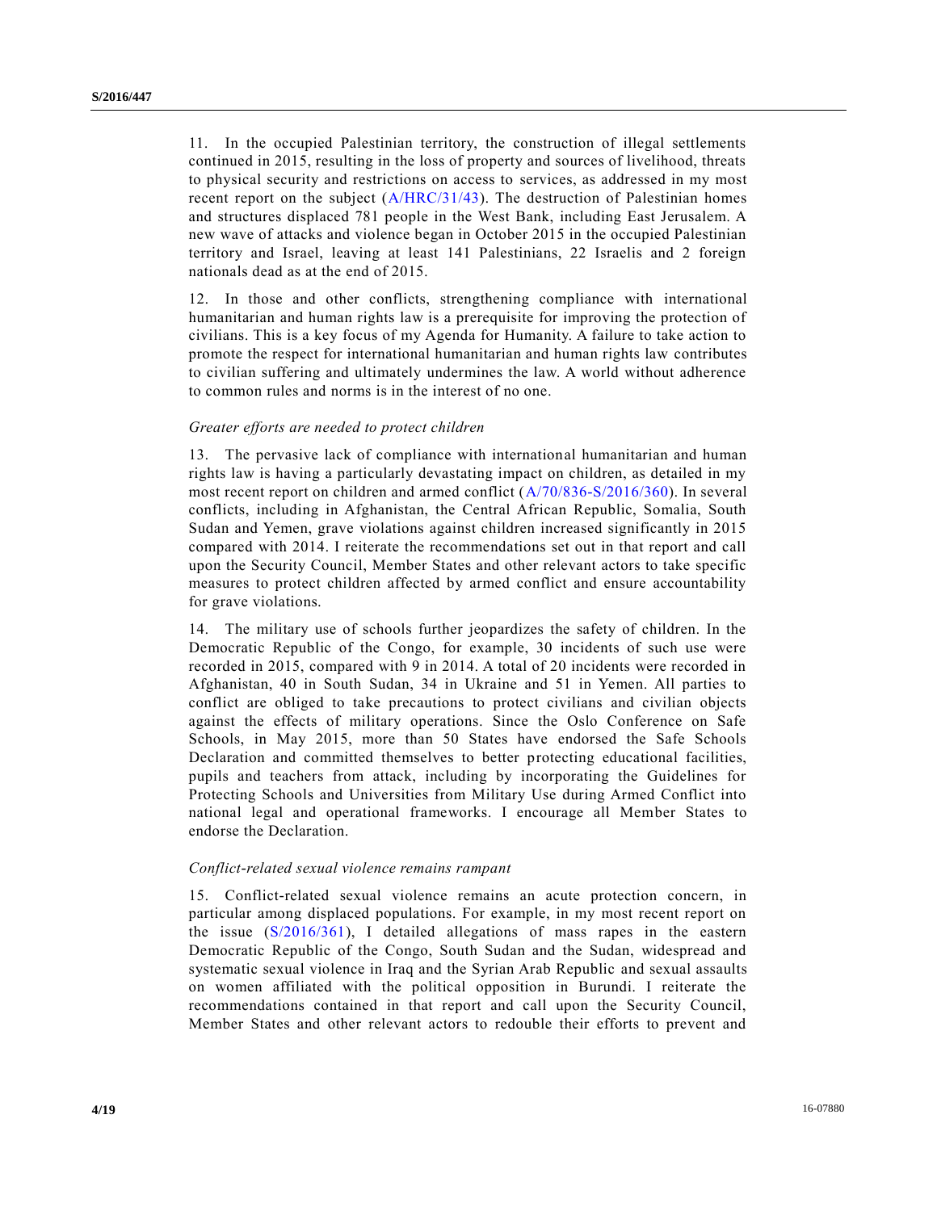11. In the occupied Palestinian territory, the construction of illegal settlements continued in 2015, resulting in the loss of property and sources of livelihood, threats to physical security and restrictions on access to services, as addressed in my most recent report on the subject (A/HRC/31/43). The destruction of Palestinian homes and structures displaced 781 people in the West Bank, including East Jerusalem. A new wave of attacks and violence began in October 2015 in the occupied Palestinian territory and Israel, leaving at least 141 Palestinians, 22 Israelis and 2 foreign nationals dead as at the end of 2015.

12. In those and other conflicts, strengthening compliance with international humanitarian and human rights law is a prerequisite for improving the protection of civilians. This is a key focus of my Agenda for Humanity. A failure to take action to promote the respect for international humanitarian and human rights law contributes to civilian suffering and ultimately undermines the law. A world without adherence to common rules and norms is in the interest of no one.

*Greater efforts are needed to protect children*

13. The pervasive lack of compliance with international humanitarian and human rights law is having a particularly devastating impact on children, as detailed in my most recent report on children and armed conflict (A/70/836-S/2016/360). In several conflicts, including in Afghanistan, the Central African Republic, Somalia, South Sudan and Yemen, grave violations against children increased significantly in 2015 compared with 2014. I reiterate the recommendations set out in that report and call upon the Security Council, Member States and other relevant actors to take specific measures to protect children affected by armed conflict and ensure accountability for grave violations.

14. The military use of schools further jeopardizes the safety of children. In the Democratic Republic of the Congo, for example, 30 incidents of such use were recorded in 2015, compared with 9 in 2014. A total of 20 incidents were recorded in Afghanistan, 40 in South Sudan, 34 in Ukraine and 51 in Yemen. All parties to conflict are obliged to take precautions to protect civilians and civilian objects against the effects of military operations. Since the Oslo Conference on Safe Schools, in May 2015, more than 50 States have endorsed the Safe Schools Declaration and committed themselves to better protecting educational facilities, pupils and teachers from attack, including by incorporating the Guidelines for Protecting Schools and Universities from Military Use during Armed Conflict into national legal and operational frameworks. I encourage all Member States to endorse the Declaration.

*Conflict-related sexual violence remains rampant*

15. Conflict-related sexual violence remains an acute protection concern, in particular among displaced populations. For example, in my most recent report on the issue (S/2016/361), I detailed allegations of mass rapes in the eastern Democratic Republic of the Congo, South Sudan and the Sudan, widespread and systematic sexual violence in Iraq and the Syrian Arab Republic and sexual assaults on women affiliated with the political opposition in Burundi. I reiterate the recommendations contained in that report and call upon the Security Council, Member States and other relevant actors to redouble their efforts to prevent and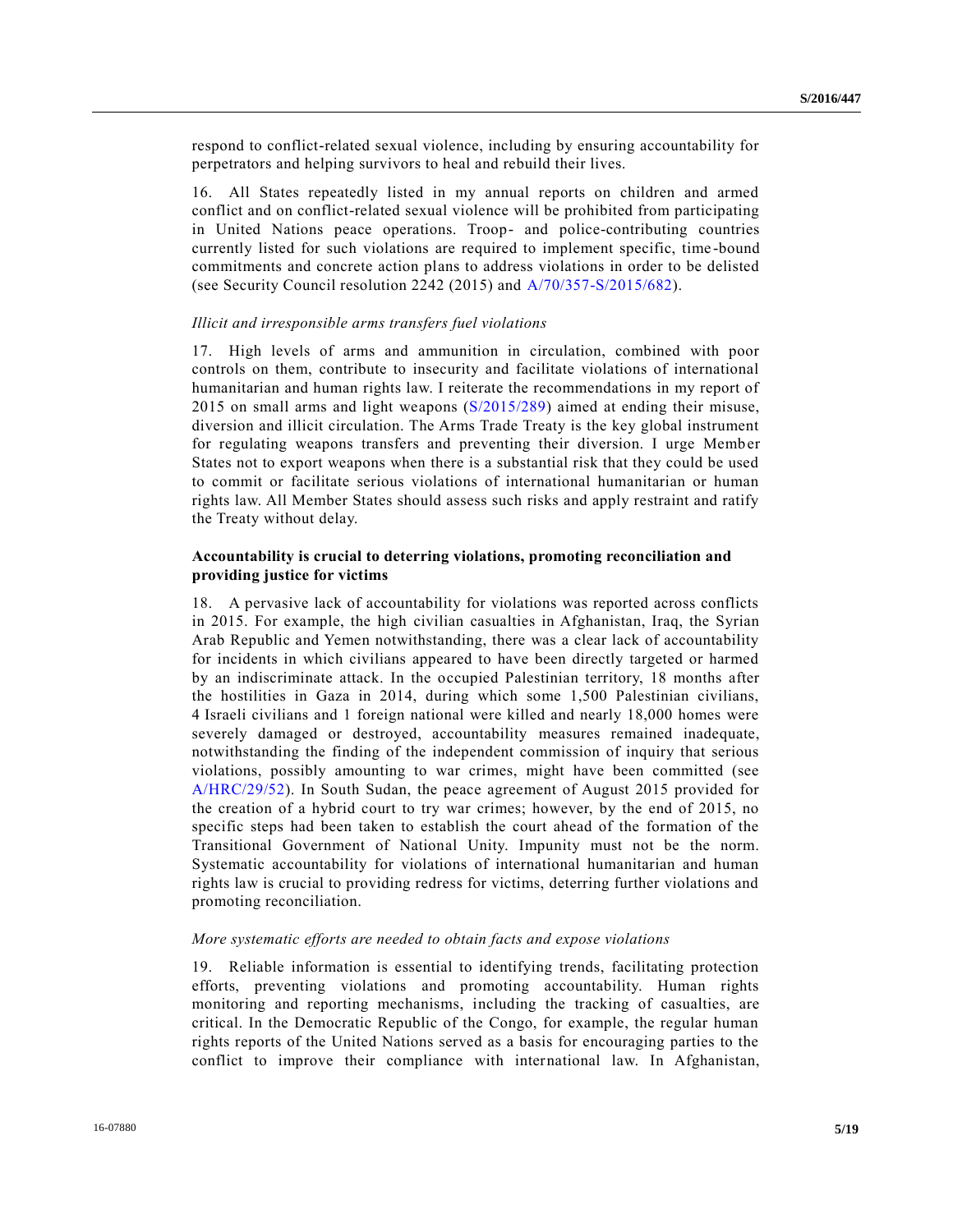respond to conflict-related sexual violence, including by ensuring accountability for perpetrators and helping survivors to heal and rebuild their lives.

16. All States repeatedly listed in my annual reports on children and armed conflict and on conflict-related sexual violence will be prohibited from participating in United Nations peace operations. Troop- and police-contributing countries currently listed for such violations are required to implement specific, time-bound commitments and concrete action plans to address violations in order to be delisted (see Security Council resolution 2242 (2015) and A/70/357-S/2015/682).

*Illicit and irresponsible arms transfers fuel violations*

17. High levels of arms and ammunition in circulation, combined with poor controls on them, contribute to insecurity and facilitate violations of international humanitarian and human rights law. I reiterate the recommendations in my report of 2015 on small arms and light weapons (S/2015/289) aimed at ending their misuse, diversion and illicit circulation. The Arms Trade Treaty is the key global instrument for regulating weapons transfers and preventing their diversion. I urge Member States not to export weapons when there is a substantial risk that they could be used to commit or facilitate serious violations of international humanitarian or human rights law. All Member States should assess such risks and apply restraint and ratify the Treaty without delay.

**Accountability is crucial to deterring violations, promoting reconciliation and providing justice for victims**

18. A pervasive lack of accountability for violations was reported across conflicts in 2015. For example, the high civilian casualties in Afghanistan, Iraq, the Syrian Arab Republic and Yemen notwithstanding, there was a clear lack of accountability for incidents in which civilians appeared to have been directly targeted or harmed by an indiscriminate attack. In the occupied Palestinian territory, 18 months after the hostilities in Gaza in 2014, during which some 1,500 Palestinian civilians, 4 Israeli civilians and 1 foreign national were killed and nearly 18,000 homes were severely damaged or destroyed, accountability measures remained inadequate, notwithstanding the finding of the independent commission of inquiry that serious violations, possibly amounting to war crimes, might have been committed (see A/HRC/29/52). In South Sudan, the peace agreement of August 2015 provided for the creation of a hybrid court to try war crimes; however, by the end of 2015, no specific steps had been taken to establish the court ahead of the formation of the Transitional Government of National Unity. Impunity must not be the norm. Systematic accountability for violations of international humanitarian and human rights law is crucial to providing redress for victims, deterring further violations and promoting reconciliation.

*More systematic efforts are needed to obtain facts and expose violations*

19. Reliable information is essential to identifying trends, facilitating protection efforts, preventing violations and promoting accountability. Human rights monitoring and reporting mechanisms, including the tracking of casualties, are critical. In the Democratic Republic of the Congo, for example, the regular human rights reports of the United Nations served as a basis for encouraging parties to the conflict to improve their compliance with international law. In Afghanistan,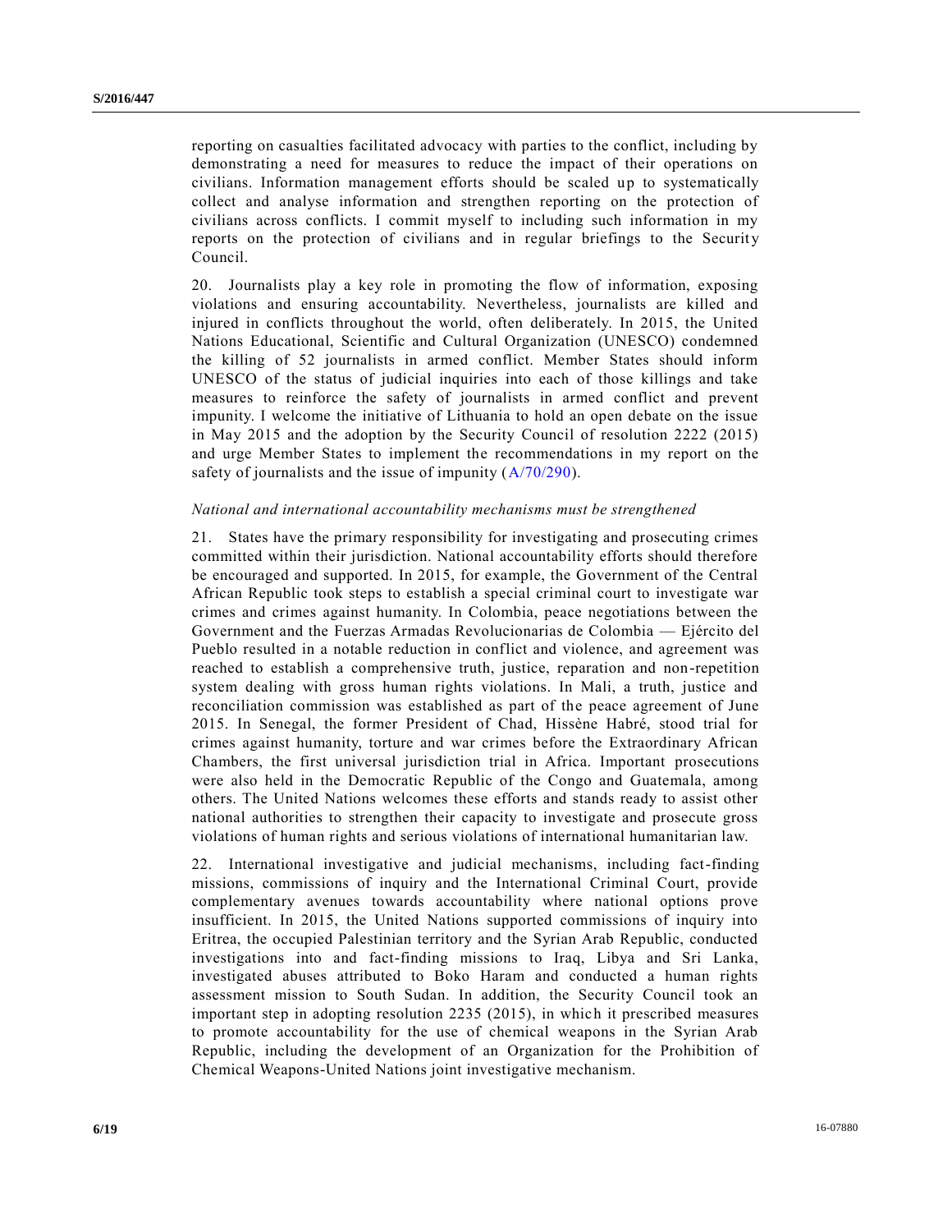reporting on casualties facilitated advocacy with parties to the conflict, including by demonstrating a need for measures to reduce the impact of their operations on civilians. Information management efforts should be scaled up to systematically collect and analyse information and strengthen reporting on the protection of civilians across conflicts. I commit myself to including such information in my reports on the protection of civilians and in regular briefings to the Security Council.

20. Journalists play a key role in promoting the flow of information, exposing violations and ensuring accountability. Nevertheless, journalists are killed and injured in conflicts throughout the world, often deliberately. In 2015, the United Nations Educational, Scientific and Cultural Organization (UNESCO) condemned the killing of 52 journalists in armed conflict. Member States should inform UNESCO of the status of judicial inquiries into each of those killings and take measures to reinforce the safety of journalists in armed conflict and prevent impunity. I welcome the initiative of Lithuania to hold an open debate on the issue in May 2015 and the adoption by the Security Council of resolution 2222 (2015) and urge Member States to implement the recommendations in my report on the safety of journalists and the issue of impunity (A/70/290).

*National and international accountability mechanisms must be strengthened*

21. States have the primary responsibility for investigating and prosecuting crimes committed within their jurisdiction. National accountability efforts should therefore be encouraged and supported. In 2015, for example, the Government of the Central African Republic took steps to establish a special criminal court to investigate war crimes and crimes against humanity. In Colombia, peace negotiations between the Government and the Fuerzas Armadas Revolucionarias de Colombia — Ejército del Pueblo resulted in a notable reduction in conflict and violence, and agreement was reached to establish a comprehensive truth, justice, reparation and non-repetition system dealing with gross human rights violations. In Mali, a truth, justice and reconciliation commission was established as part of the peace agreement of June 2015. In Senegal, the former President of Chad, Hissène Habré, stood trial for crimes against humanity, torture and war crimes before the Extraordinary African Chambers, the first universal jurisdiction trial in Africa. Important prosecutions were also held in the Democratic Republic of the Congo and Guatemala, among others. The United Nations welcomes these efforts and stands ready to assist other national authorities to strengthen their capacity to investigate and prosecute gross violations of human rights and serious violations of international humanitarian law.

22. International investigative and judicial mechanisms, including fact-finding missions, commissions of inquiry and the International Criminal Court, provide complementary avenues towards accountability where national options prove insufficient. In 2015, the United Nations supported commissions of inquiry into Eritrea, the occupied Palestinian territory and the Syrian Arab Republic, conducted investigations into and fact-finding missions to Iraq, Libya and Sri Lanka, investigated abuses attributed to Boko Haram and conducted a human rights assessment mission to South Sudan. In addition, the Security Council took an important step in adopting resolution 2235 (2015), in which it prescribed measures to promote accountability for the use of chemical weapons in the Syrian Arab Republic, including the development of an Organization for the Prohibition of Chemical Weapons-United Nations joint investigative mechanism.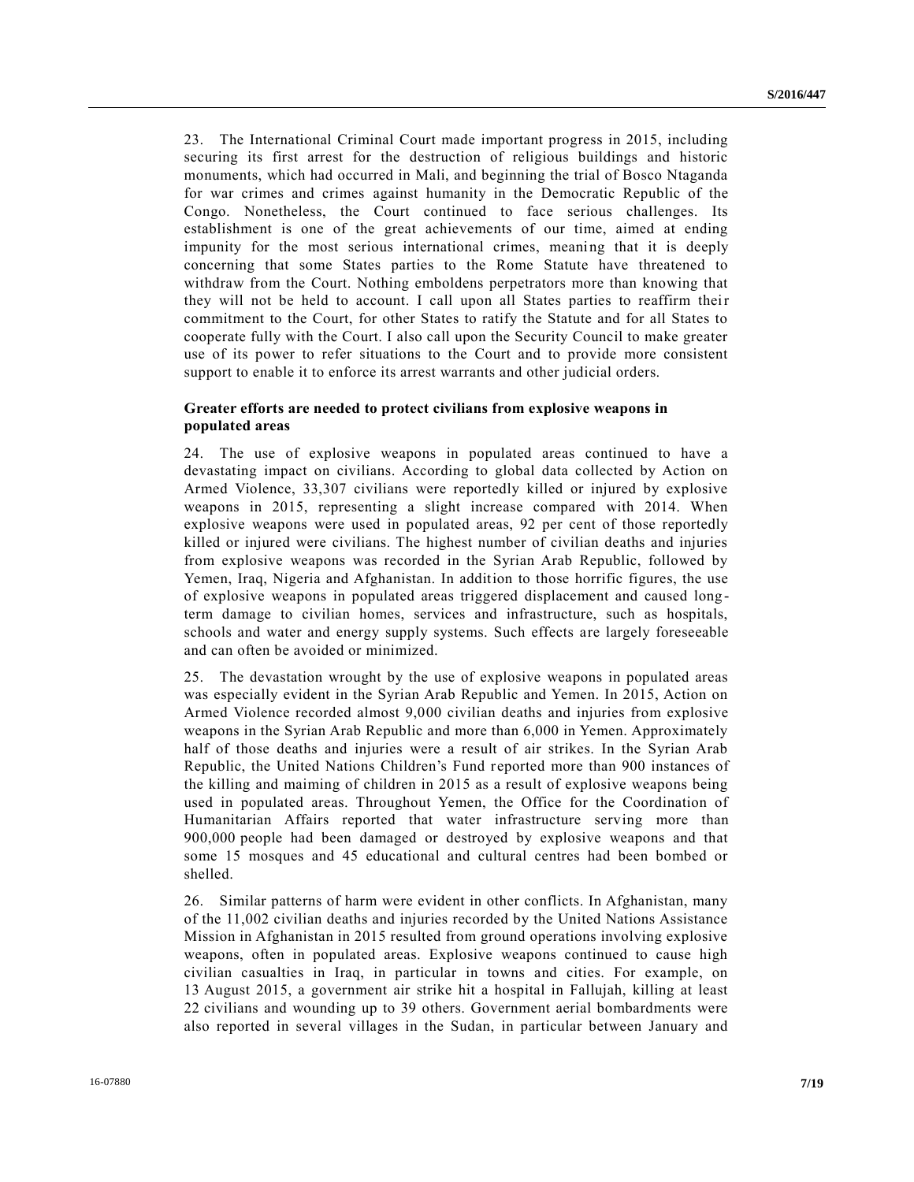23. The International Criminal Court made important progress in 2015, including securing its first arrest for the destruction of religious buildings and historic monuments, which had occurred in Mali, and beginning the trial of Bosco Ntaganda for war crimes and crimes against humanity in the Democratic Republic of the Congo. Nonetheless, the Court continued to face serious challenges. Its establishment is one of the great achievements of our time, aimed at ending impunity for the most serious international crimes, meaning that it is deeply concerning that some States parties to the Rome Statute have threatened to withdraw from the Court. Nothing emboldens perpetrators more than knowing that they will not be held to account. I call upon all States parties to reaffirm their commitment to the Court, for other States to ratify the Statute and for all States to cooperate fully with the Court. I also call upon the Security Council to make greater use of its power to refer situations to the Court and to provide more consistent support to enable it to enforce its arrest warrants and other judicial orders.

### Greater efforts are needed to protect civilians from explosive weapons in populated areas

24. The use of explosive weapons in populated areas continued to have a devastating impact on civilians. According to global data collected by Action on Armed Violence, 33,307 civilians were reportedly killed or injured by explosive weapons in 2015, representing a slight increase compared with 2014. When explosive weapons were used in populated areas, 92 per cent of those reportedly killed or injured were civilians. The highest number of civilian deaths and injuries from explosive weapons was recorded in the Syrian Arab Republic, followed by Yemen, Iraq, Nigeria and Afghanistan. In addition to those horrific figures, the use of explosive weapons in populated areas triggered displacement and caused long-term damage to civilian homes, services and infrastructure, such as hospitals, schools and water and energy supply systems. Such effects are largely foreseeable and can often be avoided or minimized.

25. The devastation wrought by the use of explosive weapons in populated areas was especially evident in the Syrian Arab Republic and Yemen. In 2015, Action on Armed Violence recorded almost 9,000 civilian deaths and injuries from explosive weapons in the Syrian Arab Republic and more than 6,000 in Yemen. Approximately half of those deaths and injuries were a result of air strikes. In the Syrian Arab Republic, the United Nations Children's Fund reported more than 900 instances of the killing and maiming of children in 2015 as a result of explosive weapons being used in populated areas. Throughout Yemen, the Office for the Coordination of Humanitarian Affairs reported that water infrastructure serving more than 900,000 people had been damaged or destroyed by explosive weapons and that some 15 mosques and 45 educational and cultural centres had been bombed or shelled.

26. Similar patterns of harm were evident in other conflicts. In Afghanistan, many of the 11,002 civilian deaths and injuries recorded by the United Nations Assistance Mission in Afghanistan in 2015 resulted from ground operations involving explosive weapons, often in populated areas. Explosive weapons continued to cause high civilian casualties in Iraq, in particular in towns and cities. For example, on 13 August 2015, a government air strike hit a hospital in Fallujah, killing at least 22 civilians and wounding up to 39 others. Government aerial bombardments were also reported in several villages in the Sudan, in particular between January and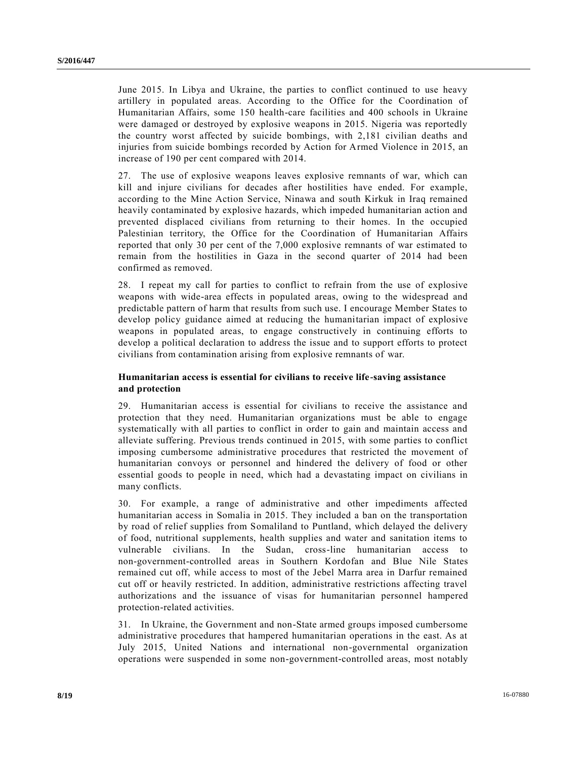June 2015. In Libya and Ukraine, the parties to conflict continued to use heavy artillery in populated areas. According to the Office for the Coordination of Humanitarian Affairs, some 150 health-care facilities and 400 schools in Ukraine were damaged or destroyed by explosive weapons in 2015. Nigeria was reportedly the country worst affected by suicide bombings, with 2,181 civilian deaths and injuries from suicide bombings recorded by Action for Armed Violence in 2015, an increase of 190 per cent compared with 2014.

27. The use of explosive weapons leaves explosive remnants of war, which can kill and injure civilians for decades after hostilities have ended. For example, according to the Mine Action Service, Ninawa and south Kirkuk in Iraq remained heavily contaminated by explosive hazards, which impeded humanitarian action and prevented displaced civilians from returning to their homes. In the occupied Palestinian territory, the Office for the Coordination of Humanitarian Affairs reported that only 30 per cent of the 7,000 explosive remnants of war estimated to remain from the hostilities in Gaza in the second quarter of 2014 had been confirmed as removed.

28. I repeat my call for parties to conflict to refrain from the use of explosive weapons with wide-area effects in populated areas, owing to the widespread and predictable pattern of harm that results from such use. I encourage Member States to develop policy guidance aimed at reducing the humanitarian impact of explosive weapons in populated areas, to engage constructively in continuing efforts to develop a political declaration to address the issue and to support efforts to protect civilians from contamination arising from explosive remnants of war.

### Humanitarian access is essential for civilians to receive life-saving assistance and protection

29. Humanitarian access is essential for civilians to receive the assistance and protection that they need. Humanitarian organizations must be able to engage systematically with all parties to conflict in order to gain and maintain access and alleviate suffering. Previous trends continued in 2015, with some parties to conflict imposing cumbersome administrative procedures that restricted the movement of humanitarian convoys or personnel and hindered the delivery of food or other essential goods to people in need, which had a devastating impact on civilians in many conflicts.

30. For example, a range of administrative and other impediments affected humanitarian access in Somalia in 2015. They included a ban on the transportation by road of relief supplies from Somaliland to Puntland, which delayed the delivery of food, nutritional supplements, health supplies and water and sanitation items to vulnerable civilians. In the Sudan, cross-line humanitarian access to non-government-controlled areas in Southern Kordofan and Blue Nile States remained cut off, while access to most of the Jebel Marra area in Darfur remained cut off or heavily restricted. In addition, administrative restrictions affecting travel authorizations and the issuance of visas for humanitarian personnel hampered protection-related activities.

31. In Ukraine, the Government and non-State armed groups imposed cumbersome administrative procedures that hampered humanitarian operations in the east. As at July 2015, United Nations and international non-governmental organization operations were suspended in some non-government-controlled areas, most notably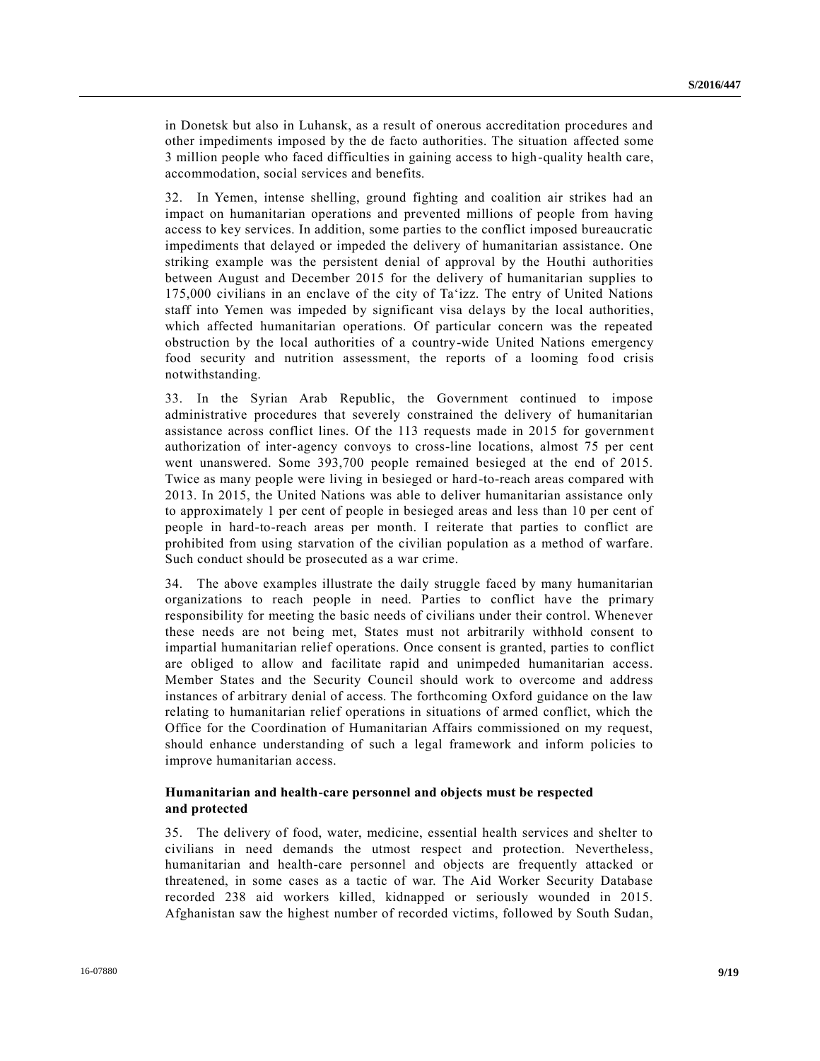in Donetsk but also in Luhansk, as a result of onerous accreditation procedures and other impediments imposed by the de facto authorities. The situation affected some 3 million people who faced difficulties in gaining access to high-quality health care, accommodation, social services and benefits.

32. In Yemen, intense shelling, ground fighting and coalition air strikes had an impact on humanitarian operations and prevented millions of people from having access to key services. In addition, some parties to the conflict imposed bureaucratic impediments that delayed or impeded the delivery of humanitarian assistance. One striking example was the persistent denial of approval by the Houthi authorities between August and December 2015 for the delivery of humanitarian supplies to 175,000 civilians in an enclave of the city of Ta'izz. The entry of United Nations staff into Yemen was impeded by significant visa delays by the local authorities, which affected humanitarian operations. Of particular concern was the repeated obstruction by the local authorities of a country-wide United Nations emergency food security and nutrition assessment, the reports of a looming food crisis notwithstanding.

33. In the Syrian Arab Republic, the Government continued to impose administrative procedures that severely constrained the delivery of humanitarian assistance across conflict lines. Of the 113 requests made in 2015 for government authorization of inter-agency convoys to cross-line locations, almost 75 per cent went unanswered. Some 393,700 people remained besieged at the end of 2015. Twice as many people were living in besieged or hard-to-reach areas compared with 2013. In 2015, the United Nations was able to deliver humanitarian assistance only to approximately 1 per cent of people in besieged areas and less than 10 per cent of people in hard-to-reach areas per month. I reiterate that parties to conflict are prohibited from using starvation of the civilian population as a method of warfare. Such conduct should be prosecuted as a war crime.

34. The above examples illustrate the daily struggle faced by many humanitarian organizations to reach people in need. Parties to conflict have the primary responsibility for meeting the basic needs of civilians under their control. Whenever these needs are not being met, States must not arbitrarily withhold consent to impartial humanitarian relief operations. Once consent is granted, parties to conflict are obliged to allow and facilitate rapid and unimpeded humanitarian access. Member States and the Security Council should work to overcome and address instances of arbitrary denial of access. The forthcoming Oxford guidance on the law relating to humanitarian relief operations in situations of armed conflict, which the Office for the Coordination of Humanitarian Affairs commissioned on my request, should enhance understanding of such a legal framework and inform policies to improve humanitarian access.

### Humanitarian and health-care personnel and objects must be respected and protected

35. The delivery of food, water, medicine, essential health services and shelter to civilians in need demands the utmost respect and protection. Nevertheless, humanitarian and health-care personnel and objects are frequently attacked or threatened, in some cases as a tactic of war. The Aid Worker Security Database recorded 238 aid workers killed, kidnapped or seriously wounded in 2015. Afghanistan saw the highest number of recorded victims, followed by South Sudan,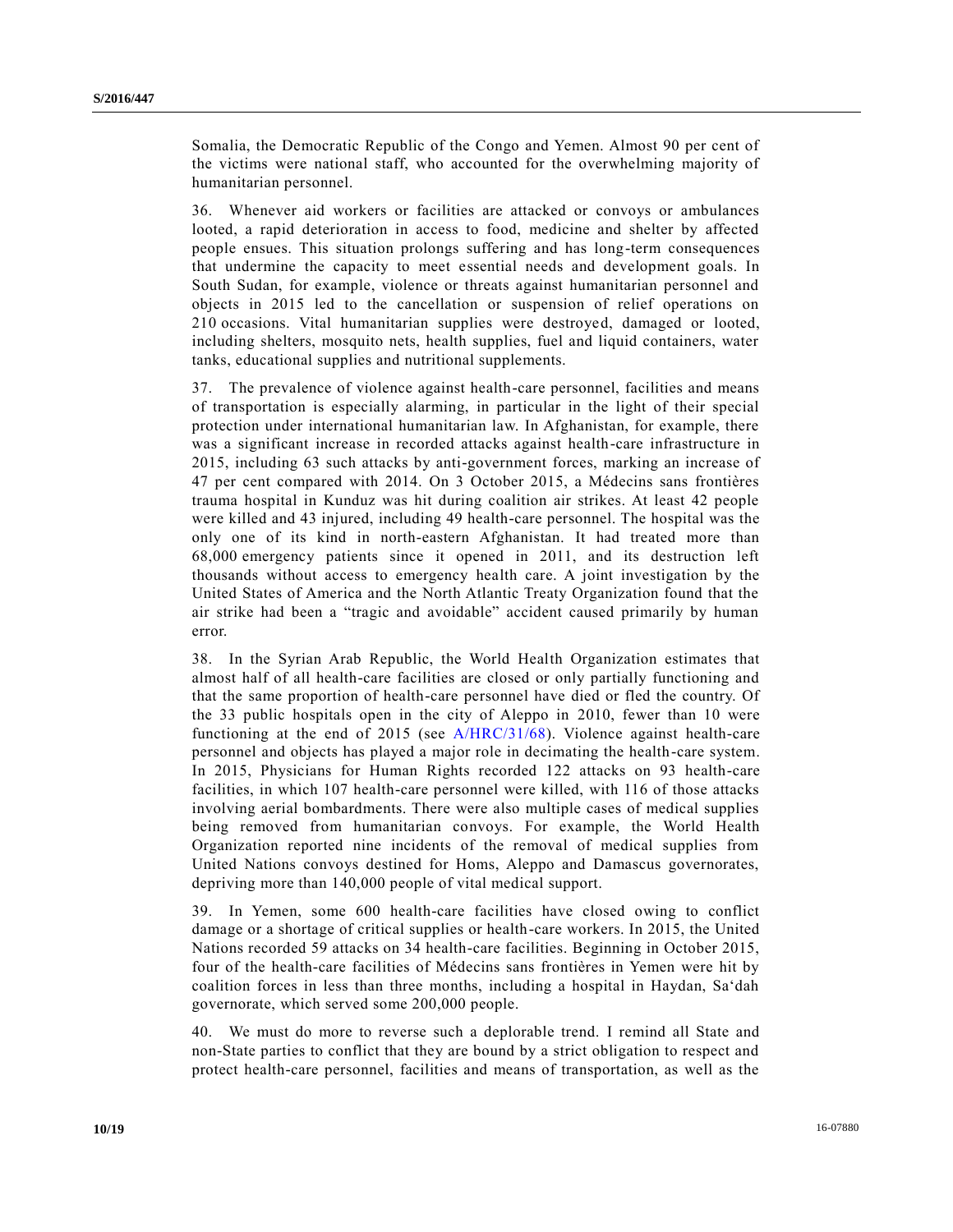Somalia, the Democratic Republic of the Congo and Yemen. Almost 90 per cent of the victims were national staff, who accounted for the overwhelming majority of humanitarian personnel.

36. Whenever aid workers or facilities are attacked or convoys or ambulances looted, a rapid deterioration in access to food, medicine and shelter by affected people ensues. This situation prolongs suffering and has long-term consequences that undermine the capacity to meet essential needs and development goals. In South Sudan, for example, violence or threats against humanitarian personnel and objects in 2015 led to the cancellation or suspension of relief operations on 210 occasions. Vital humanitarian supplies were destroyed, damaged or looted, including shelters, mosquito nets, health supplies, fuel and liquid containers, water tanks, educational supplies and nutritional supplements.

37. The prevalence of violence against health-care personnel, facilities and means of transportation is especially alarming, in particular in the light of their special protection under international humanitarian law. In Afghanistan, for example, there was a significant increase in recorded attacks against health-care infrastructure in 2015, including 63 such attacks by anti-government forces, marking an increase of 47 per cent compared with 2014. On 3 October 2015, a Médecins sans frontières trauma hospital in Kunduz was hit during coalition air strikes. At least 42 people were killed and 43 injured, including 49 health-care personnel. The hospital was the only one of its kind in north-eastern Afghanistan. It had treated more than 68,000 emergency patients since it opened in 2011, and its destruction left thousands without access to emergency health care. A joint investigation by the United States of America and the North Atlantic Treaty Organization found that the air strike had been a "tragic and avoidable" accident caused primarily by human error.

38. In the Syrian Arab Republic, the World Health Organization estimates that almost half of all health-care facilities are closed or only partially functioning and that the same proportion of health-care personnel have died or fled the country. Of the 33 public hospitals open in the city of Aleppo in 2010, fewer than 10 were functioning at the end of 2015 (see A/HRC/31/68). Violence against health-care personnel and objects has played a major role in decimating the health-care system. In 2015, Physicians for Human Rights recorded 122 attacks on 93 health-care facilities, in which 107 health-care personnel were killed, with 116 of those attacks involving aerial bombardments. There were also multiple cases of medical supplies being removed from humanitarian convoys. For example, the World Health Organization reported nine incidents of the removal of medical supplies from United Nations convoys destined for Homs, Aleppo and Damascus governorates, depriving more than 140,000 people of vital medical support.

39. In Yemen, some 600 health-care facilities have closed owing to conflict damage or a shortage of critical supplies or health-care workers. In 2015, the United Nations recorded 59 attacks on 34 health-care facilities. Beginning in October 2015, four of the health-care facilities of Médecins sans frontières in Yemen were hit by coalition forces in less than three months, including a hospital in Haydan, Sa'dah governorate, which served some 200,000 people.

40. We must do more to reverse such a deplorable trend. I remind all State and non-State parties to conflict that they are bound by a strict obligation to respect and protect health-care personnel, facilities and means of transportation, as well as the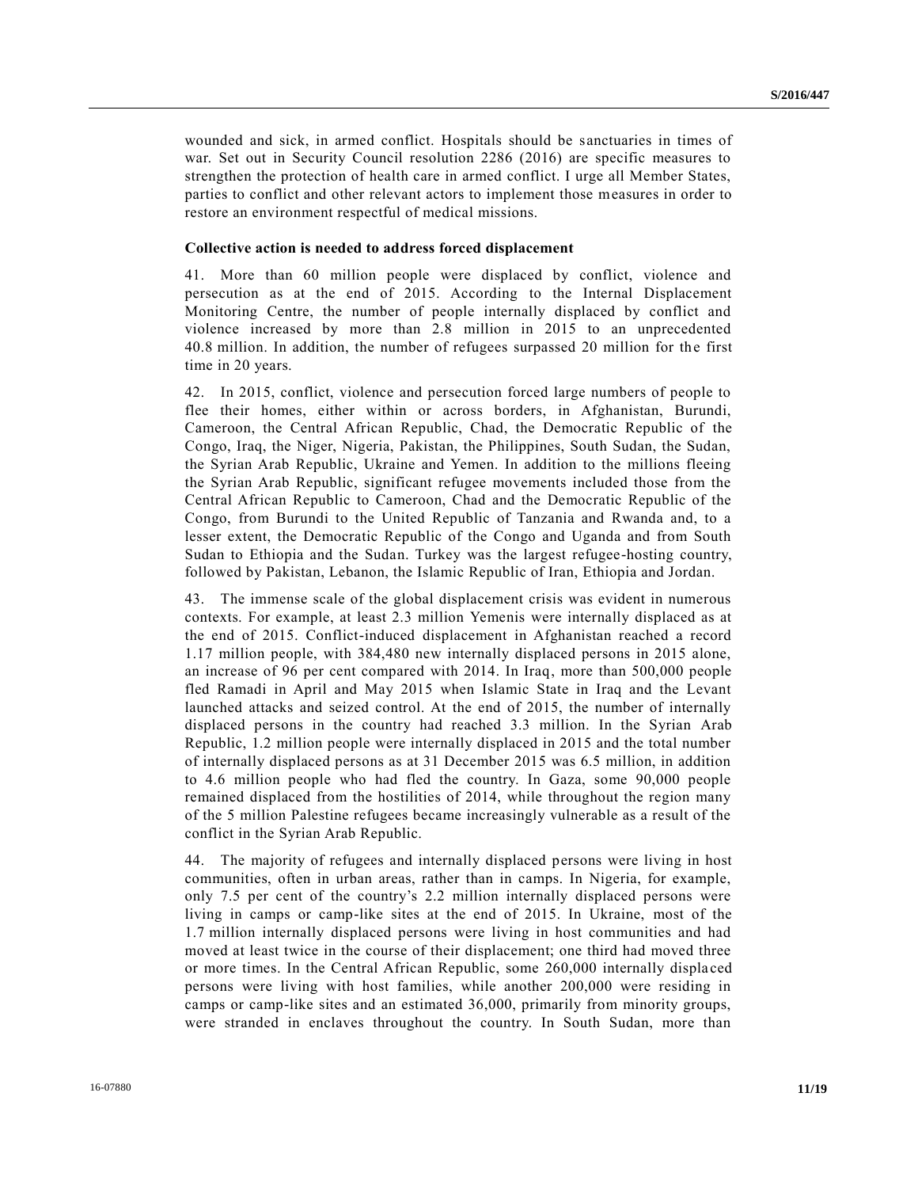wounded and sick, in armed conflict. Hospitals should be sanctuaries in times of war. Set out in Security Council resolution 2286 (2016) are specific measures to strengthen the protection of health care in armed conflict. I urge all Member States, parties to conflict and other relevant actors to implement those measures in order to restore an environment respectful of medical missions.

**Collective action is needed to address forced displacement**

41. More than 60 million people were displaced by conflict, violence and persecution as at the end of 2015. According to the Internal Displacement Monitoring Centre, the number of people internally displaced by conflict and violence increased by more than 2.8 million in 2015 to an unprecedented 40.8 million. In addition, the number of refugees surpassed 20 million for the first time in 20 years.

42. In 2015, conflict, violence and persecution forced large numbers of people to flee their homes, either within or across borders, in Afghanistan, Burundi, Cameroon, the Central African Republic, Chad, the Democratic Republic of the Congo, Iraq, the Niger, Nigeria, Pakistan, the Philippines, South Sudan, the Sudan, the Syrian Arab Republic, Ukraine and Yemen. In addition to the millions fleeing the Syrian Arab Republic, significant refugee movements included those from the Central African Republic to Cameroon, Chad and the Democratic Republic of the Congo, from Burundi to the United Republic of Tanzania and Rwanda and, to a lesser extent, the Democratic Republic of the Congo and Uganda and from South Sudan to Ethiopia and the Sudan. Turkey was the largest refugee-hosting country, followed by Pakistan, Lebanon, the Islamic Republic of Iran, Ethiopia and Jordan.

43. The immense scale of the global displacement crisis was evident in numerous contexts. For example, at least 2.3 million Yemenis were internally displaced as at the end of 2015. Conflict-induced displacement in Afghanistan reached a record 1.17 million people, with 384,480 new internally displaced persons in 2015 alone, an increase of 96 per cent compared with 2014. In Iraq, more than 500,000 people fled Ramadi in April and May 2015 when Islamic State in Iraq and the Levant launched attacks and seized control. At the end of 2015, the number of internally displaced persons in the country had reached 3.3 million. In the Syrian Arab Republic, 1.2 million people were internally displaced in 2015 and the total number of internally displaced persons as at 31 December 2015 was 6.5 million, in addition to 4.6 million people who had fled the country. In Gaza, some 90,000 people remained displaced from the hostilities of 2014, while throughout the region many of the 5 million Palestine refugees became increasingly vulnerable as a result of the conflict in the Syrian Arab Republic.

44. The majority of refugees and internally displaced persons were living in host communities, often in urban areas, rather than in camps. In Nigeria, for example, only 7.5 per cent of the country's 2.2 million internally displaced persons were living in camps or camp-like sites at the end of 2015. In Ukraine, most of the 1.7 million internally displaced persons were living in host communities and had moved at least twice in the course of their displacement; one third had moved three or more times. In the Central African Republic, some 260,000 internally displaced persons were living with host families, while another 200,000 were residing in camps or camp-like sites and an estimated 36,000, primarily from minority groups, were stranded in enclaves throughout the country. In South Sudan, more than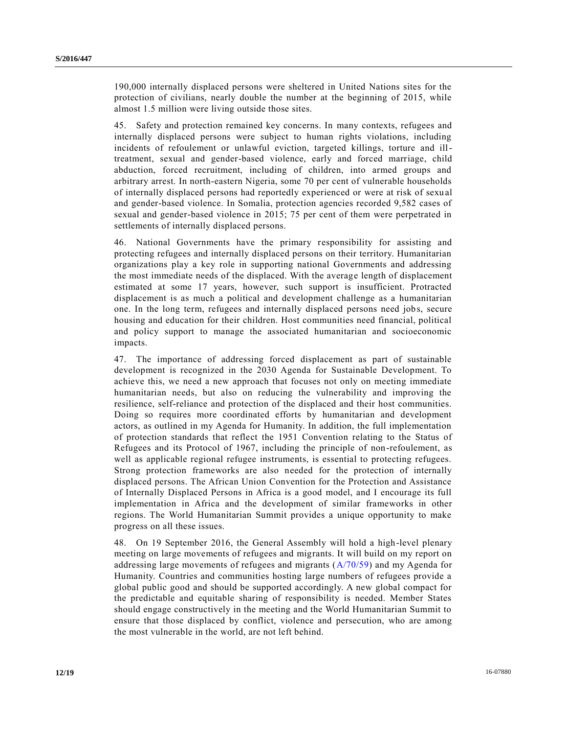190,000 internally displaced persons were sheltered in United Nations sites for the protection of civilians, nearly double the number at the beginning of 2015, while almost 1.5 million were living outside those sites.

45. Safety and protection remained key concerns. In many contexts, refugees and internally displaced persons were subject to human rights violations, including incidents of refoulement or unlawful eviction, targeted killings, torture and ill-treatment, sexual and gender-based violence, early and forced marriage, child abduction, forced recruitment, including of children, into armed groups and arbitrary arrest. In north-eastern Nigeria, some 70 per cent of vulnerable households of internally displaced persons had reportedly experienced or were at risk of sexual and gender-based violence. In Somalia, protection agencies recorded 9,582 cases of sexual and gender-based violence in 2015; 75 per cent of them were perpetrated in settlements of internally displaced persons.

46. National Governments have the primary responsibility for assisting and protecting refugees and internally displaced persons on their territory. Humanitarian organizations play a key role in supporting national Governments and addressing the most immediate needs of the displaced. With the average length of displacement estimated at some 17 years, however, such support is insufficient. Protracted displacement is as much a political and development challenge as a humanitarian one. In the long term, refugees and internally displaced persons need jobs, secure housing and education for their children. Host communities need financial, political and policy support to manage the associated humanitarian and socioeconomic impacts.

47. The importance of addressing forced displacement as part of sustainable development is recognized in the 2030 Agenda for Sustainable Development. To achieve this, we need a new approach that focuses not only on meeting immediate humanitarian needs, but also on reducing the vulnerability and improving the resilience, self-reliance and protection of the displaced and their host communities. Doing so requires more coordinated efforts by humanitarian and development actors, as outlined in my Agenda for Humanity. In addition, the full implementation of protection standards that reflect the 1951 Convention relating to the Status of Refugees and its Protocol of 1967, including the principle of non-refoulement, as well as applicable regional refugee instruments, is essential to protecting refugees. Strong protection frameworks are also needed for the protection of internally displaced persons. The African Union Convention for the Protection and Assistance of Internally Displaced Persons in Africa is a good model, and I encourage its full implementation in Africa and the development of similar frameworks in other regions. The World Humanitarian Summit provides a unique opportunity to make progress on all these issues.

48. On 19 September 2016, the General Assembly will hold a high-level plenary meeting on large movements of refugees and migrants. It will build on my report on addressing large movements of refugees and migrants (A/70/59) and my Agenda for Humanity. Countries and communities hosting large numbers of refugees provide a global public good and should be supported accordingly. A new global compact for the predictable and equitable sharing of responsibility is needed. Member States should engage constructively in the meeting and the World Humanitarian Summit to ensure that those displaced by conflict, violence and persecution, who are among the most vulnerable in the world, are not left behind.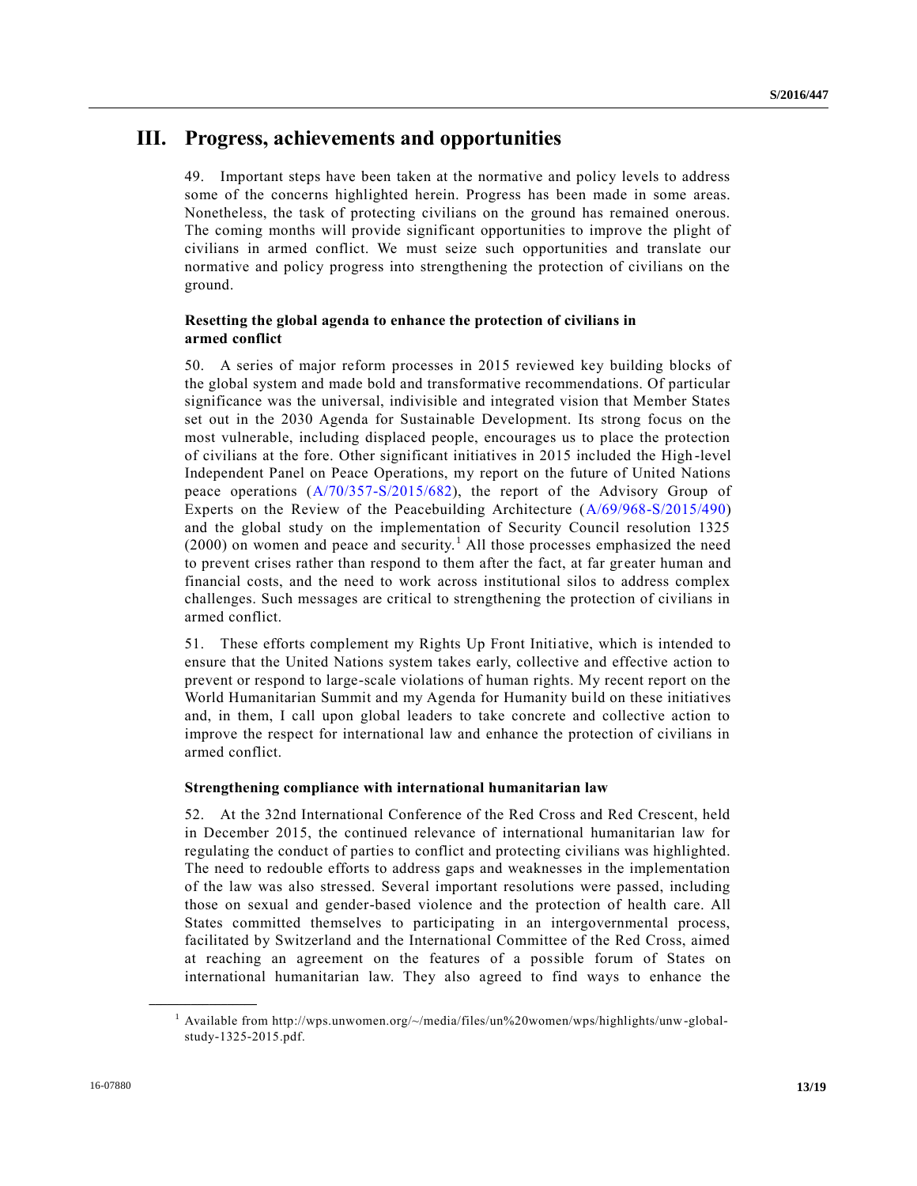# III. Progress, achievements and opportunities

49. Important steps have been taken at the normative and policy levels to address some of the concerns highlighted herein. Progress has been made in some areas. Nonetheless, the task of protecting civilians on the ground has remained onerous. The coming months will provide significant opportunities to improve the plight of civilians in armed conflict. We must seize such opportunities and translate our normative and policy progress into strengthening the protection of civilians on the ground.

### Resetting the global agenda to enhance the protection of civilians in armed conflict

50. A series of major reform processes in 2015 reviewed key building blocks of the global system and made bold and transformative recommendations. Of particular significance was the universal, indivisible and integrated vision that Member States set out in the 2030 Agenda for Sustainable Development. Its strong focus on the most vulnerable, including displaced people, encourages us to place the protection of civilians at the fore. Other significant initiatives in 2015 included the High-level Independent Panel on Peace Operations, my report on the future of United Nations peace operations (A/70/357-S/2015/682), the report of the Advisory Group of Experts on the Review of the Peacebuilding Architecture (A/69/968-S/2015/490) and the global study on the implementation of Security Council resolution 1325 (2000) on women and peace and security.[1] All those processes emphasized the need to prevent crises rather than respond to them after the fact, at far greater human and financial costs, and the need to work across institutional silos to address complex challenges. Such messages are critical to strengthening the protection of civilians in armed conflict.

51. These efforts complement my Rights Up Front Initiative, which is intended to ensure that the United Nations system takes early, collective and effective action to prevent or respond to large-scale violations of human rights. My recent report on the World Humanitarian Summit and my Agenda for Humanity build on these initiatives and, in them, I call upon global leaders to take concrete and collective action to improve the respect for international law and enhance the protection of civilians in armed conflict.

### Strengthening compliance with international humanitarian law

52. At the 32nd International Conference of the Red Cross and Red Crescent, held in December 2015, the continued relevance of international humanitarian law for regulating the conduct of parties to conflict and protecting civilians was highlighted. The need to redouble efforts to address gaps and weaknesses in the implementation of the law was also stressed. Several important resolutions were passed, including those on sexual and gender-based violence and the protection of health care. All States committed themselves to participating in an intergovernmental process, facilitated by Switzerland and the International Committee of the Red Cross, aimed at reaching an agreement on the features of a possible forum of States on international humanitarian law. They also agreed to find ways to enhance the

---

[1] Available from http://wps.unwomen.org/~/media/files/un%20women/wps/highlights/unw-global-study-1325-2015.pdf.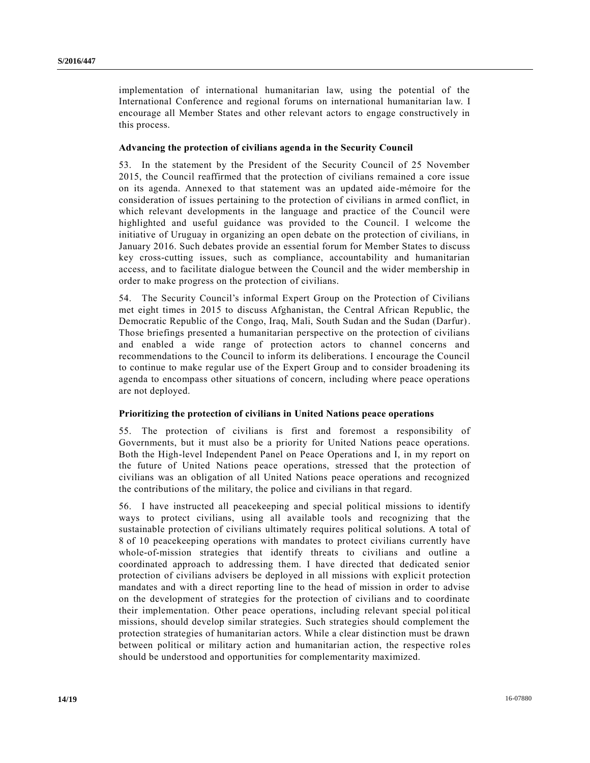implementation of international humanitarian law, using the potential of the International Conference and regional forums on international humanitarian law. I encourage all Member States and other relevant actors to engage constructively in this process.

### Advancing the protection of civilians agenda in the Security Council

53. In the statement by the President of the Security Council of 25 November 2015, the Council reaffirmed that the protection of civilians remained a core issue on its agenda. Annexed to that statement was an updated aide-mémoire for the consideration of issues pertaining to the protection of civilians in armed conflict, in which relevant developments in the language and practice of the Council were highlighted and useful guidance was provided to the Council. I welcome the initiative of Uruguay in organizing an open debate on the protection of civilians, in January 2016. Such debates provide an essential forum for Member States to discuss key cross-cutting issues, such as compliance, accountability and humanitarian access, and to facilitate dialogue between the Council and the wider membership in order to make progress on the protection of civilians.

54. The Security Council's informal Expert Group on the Protection of Civilians met eight times in 2015 to discuss Afghanistan, the Central African Republic, the Democratic Republic of the Congo, Iraq, Mali, South Sudan and the Sudan (Darfur). Those briefings presented a humanitarian perspective on the protection of civilians and enabled a wide range of protection actors to channel concerns and recommendations to the Council to inform its deliberations. I encourage the Council to continue to make regular use of the Expert Group and to consider broadening its agenda to encompass other situations of concern, including where peace operations are not deployed.

### Prioritizing the protection of civilians in United Nations peace operations

55. The protection of civilians is first and foremost a responsibility of Governments, but it must also be a priority for United Nations peace operations. Both the High-level Independent Panel on Peace Operations and I, in my report on the future of United Nations peace operations, stressed that the protection of civilians was an obligation of all United Nations peace operations and recognized the contributions of the military, the police and civilians in that regard.

56. I have instructed all peacekeeping and special political missions to identify ways to protect civilians, using all available tools and recognizing that the sustainable protection of civilians ultimately requires political solutions. A total of 8 of 10 peacekeeping operations with mandates to protect civilians currently have whole-of-mission strategies that identify threats to civilians and outline a coordinated approach to addressing them. I have directed that dedicated senior protection of civilians advisers be deployed in all missions with explicit protection mandates and with a direct reporting line to the head of mission in order to advise on the development of strategies for the protection of civilians and to coordinate their implementation. Other peace operations, including relevant special political missions, should develop similar strategies. Such strategies should complement the protection strategies of humanitarian actors. While a clear distinction must be drawn between political or military action and humanitarian action, the respective roles should be understood and opportunities for complementarity maximized.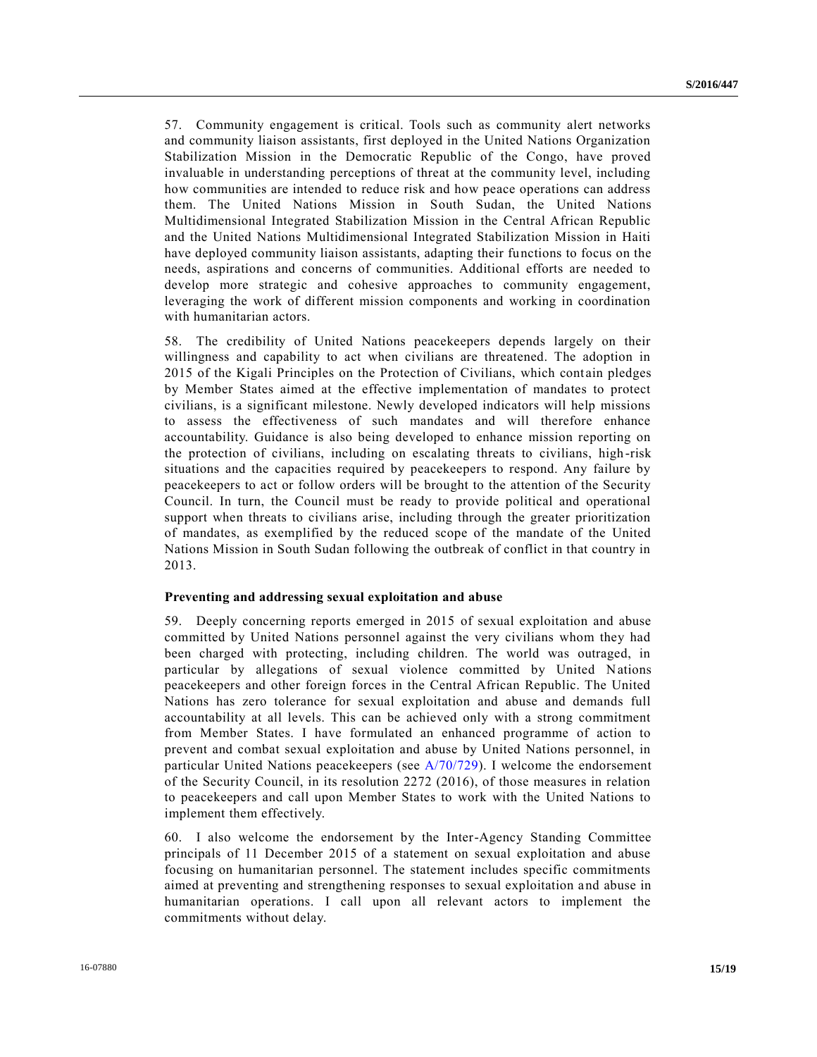57. Community engagement is critical. Tools such as community alert networks and community liaison assistants, first deployed in the United Nations Organization Stabilization Mission in the Democratic Republic of the Congo, have proved invaluable in understanding perceptions of threat at the community level, including how communities are intended to reduce risk and how peace operations can address them. The United Nations Mission in South Sudan, the United Nations Multidimensional Integrated Stabilization Mission in the Central African Republic and the United Nations Multidimensional Integrated Stabilization Mission in Haiti have deployed community liaison assistants, adapting their functions to focus on the needs, aspirations and concerns of communities. Additional efforts are needed to develop more strategic and cohesive approaches to community engagement, leveraging the work of different mission components and working in coordination with humanitarian actors.

58. The credibility of United Nations peacekeepers depends largely on their willingness and capability to act when civilians are threatened. The adoption in 2015 of the Kigali Principles on the Protection of Civilians, which contain pledges by Member States aimed at the effective implementation of mandates to protect civilians, is a significant milestone. Newly developed indicators will help missions to assess the effectiveness of such mandates and will therefore enhance accountability. Guidance is also being developed to enhance mission reporting on the protection of civilians, including on escalating threats to civilians, high-risk situations and the capacities required by peacekeepers to respond. Any failure by peacekeepers to act or follow orders will be brought to the attention of the Security Council. In turn, the Council must be ready to provide political and operational support when threats to civilians arise, including through the greater prioritization of mandates, as exemplified by the reduced scope of the mandate of the United Nations Mission in South Sudan following the outbreak of conflict in that country in 2013.

**Preventing and addressing sexual exploitation and abuse**

59. Deeply concerning reports emerged in 2015 of sexual exploitation and abuse committed by United Nations personnel against the very civilians whom they had been charged with protecting, including children. The world was outraged, in particular by allegations of sexual violence committed by United Nations peacekeepers and other foreign forces in the Central African Republic. The United Nations has zero tolerance for sexual exploitation and abuse and demands full accountability at all levels. This can be achieved only with a strong commitment from Member States. I have formulated an enhanced programme of action to prevent and combat sexual exploitation and abuse by United Nations personnel, in particular United Nations peacekeepers (see A/70/729). I welcome the endorsement of the Security Council, in its resolution 2272 (2016), of those measures in relation to peacekeepers and call upon Member States to work with the United Nations to implement them effectively.

60. I also welcome the endorsement by the Inter-Agency Standing Committee principals of 11 December 2015 of a statement on sexual exploitation and abuse focusing on humanitarian personnel. The statement includes specific commitments aimed at preventing and strengthening responses to sexual exploitation and abuse in humanitarian operations. I call upon all relevant actors to implement the commitments without delay.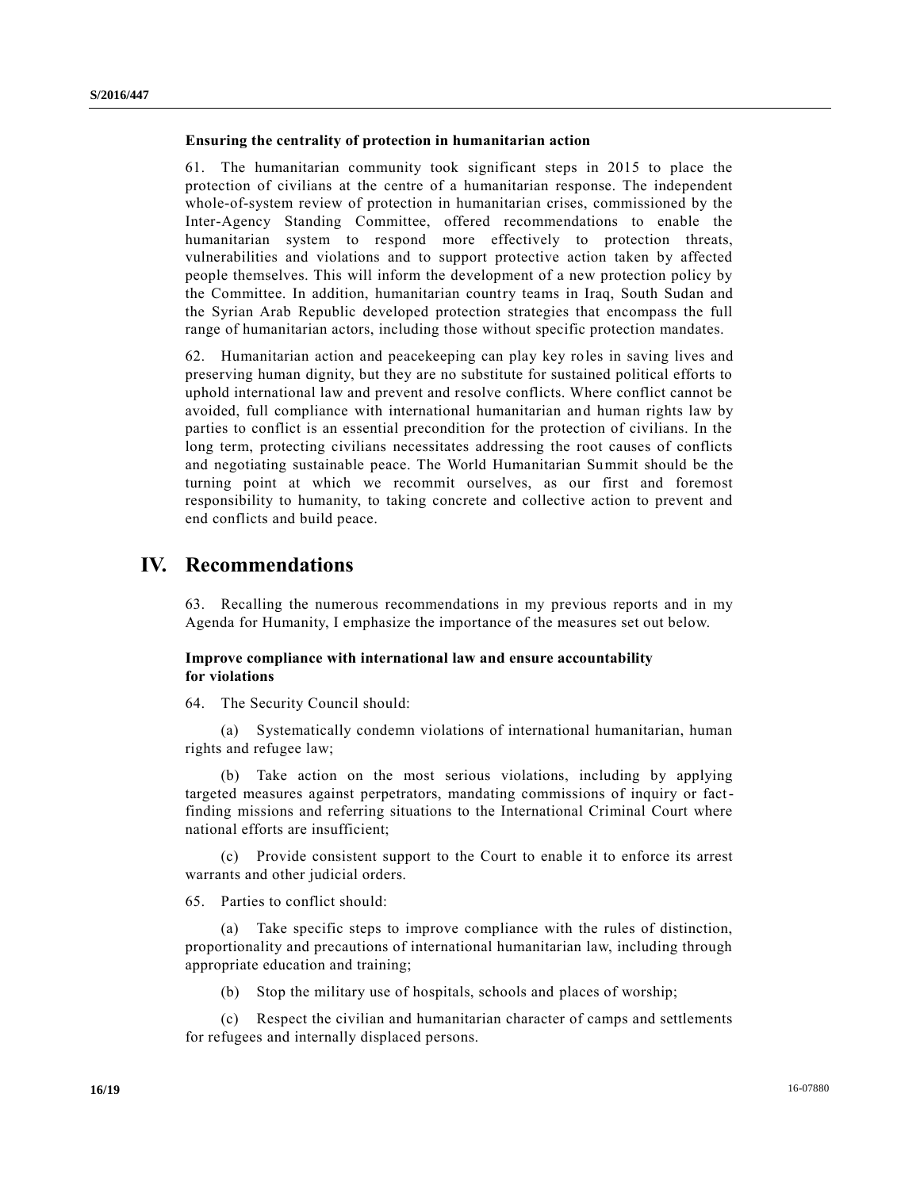**Ensuring the centrality of protection in humanitarian action**

61. The humanitarian community took significant steps in 2015 to place the protection of civilians at the centre of a humanitarian response. The independent whole-of-system review of protection in humanitarian crises, commissioned by the Inter-Agency Standing Committee, offered recommendations to enable the humanitarian system to respond more effectively to protection threats, vulnerabilities and violations and to support protective action taken by affected people themselves. This will inform the development of a new protection policy by the Committee. In addition, humanitarian country teams in Iraq, South Sudan and the Syrian Arab Republic developed protection strategies that encompass the full range of humanitarian actors, including those without specific protection mandates.

62. Humanitarian action and peacekeeping can play key roles in saving lives and preserving human dignity, but they are no substitute for sustained political efforts to uphold international law and prevent and resolve conflicts. Where conflict cannot be avoided, full compliance with international humanitarian and human rights law by parties to conflict is an essential precondition for the protection of civilians. In the long term, protecting civilians necessitates addressing the root causes of conflicts and negotiating sustainable peace. The World Humanitarian Summit should be the turning point at which we recommit ourselves, as our first and foremost responsibility to humanity, to taking concrete and collective action to prevent and end conflicts and build peace.

# IV. Recommendations

63. Recalling the numerous recommendations in my previous reports and in my Agenda for Humanity, I emphasize the importance of the measures set out below.

**Improve compliance with international law and ensure accountability for violations**

64. The Security Council should:

(a) Systematically condemn violations of international humanitarian, human rights and refugee law;

(b) Take action on the most serious violations, including by applying targeted measures against perpetrators, mandating commissions of inquiry or fact-finding missions and referring situations to the International Criminal Court where national efforts are insufficient;

(c) Provide consistent support to the Court to enable it to enforce its arrest warrants and other judicial orders.

65. Parties to conflict should:

(a) Take specific steps to improve compliance with the rules of distinction, proportionality and precautions of international humanitarian law, including through appropriate education and training;

(b) Stop the military use of hospitals, schools and places of worship;

(c) Respect the civilian and humanitarian character of camps and settlements for refugees and internally displaced persons.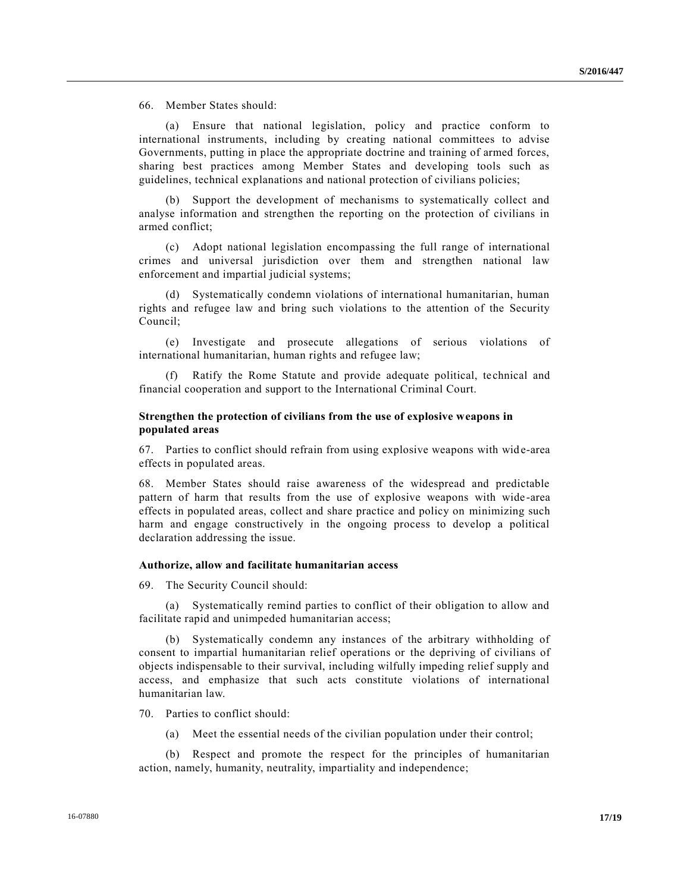66. Member States should:

(a) Ensure that national legislation, policy and practice conform to international instruments, including by creating national committees to advise Governments, putting in place the appropriate doctrine and training of armed forces, sharing best practices among Member States and developing tools such as guidelines, technical explanations and national protection of civilians policies;

(b) Support the development of mechanisms to systematically collect and analyse information and strengthen the reporting on the protection of civilians in armed conflict;

(c) Adopt national legislation encompassing the full range of international crimes and universal jurisdiction over them and strengthen national law enforcement and impartial judicial systems;

(d) Systematically condemn violations of international humanitarian, human rights and refugee law and bring such violations to the attention of the Security Council;

(e) Investigate and prosecute allegations of serious violations of international humanitarian, human rights and refugee law;

(f) Ratify the Rome Statute and provide adequate political, technical and financial cooperation and support to the International Criminal Court.

**Strengthen the protection of civilians from the use of explosive weapons in populated areas**

67. Parties to conflict should refrain from using explosive weapons with wide-area effects in populated areas.

68. Member States should raise awareness of the widespread and predictable pattern of harm that results from the use of explosive weapons with wide-area effects in populated areas, collect and share practice and policy on minimizing such harm and engage constructively in the ongoing process to develop a political declaration addressing the issue.

**Authorize, allow and facilitate humanitarian access**

69. The Security Council should:

(a) Systematically remind parties to conflict of their obligation to allow and facilitate rapid and unimpeded humanitarian access;

(b) Systematically condemn any instances of the arbitrary withholding of consent to impartial humanitarian relief operations or the depriving of civilians of objects indispensable to their survival, including wilfully impeding relief supply and access, and emphasize that such acts constitute violations of international humanitarian law.

70. Parties to conflict should:

(a) Meet the essential needs of the civilian population under their control;

(b) Respect and promote the respect for the principles of humanitarian action, namely, humanity, neutrality, impartiality and independence;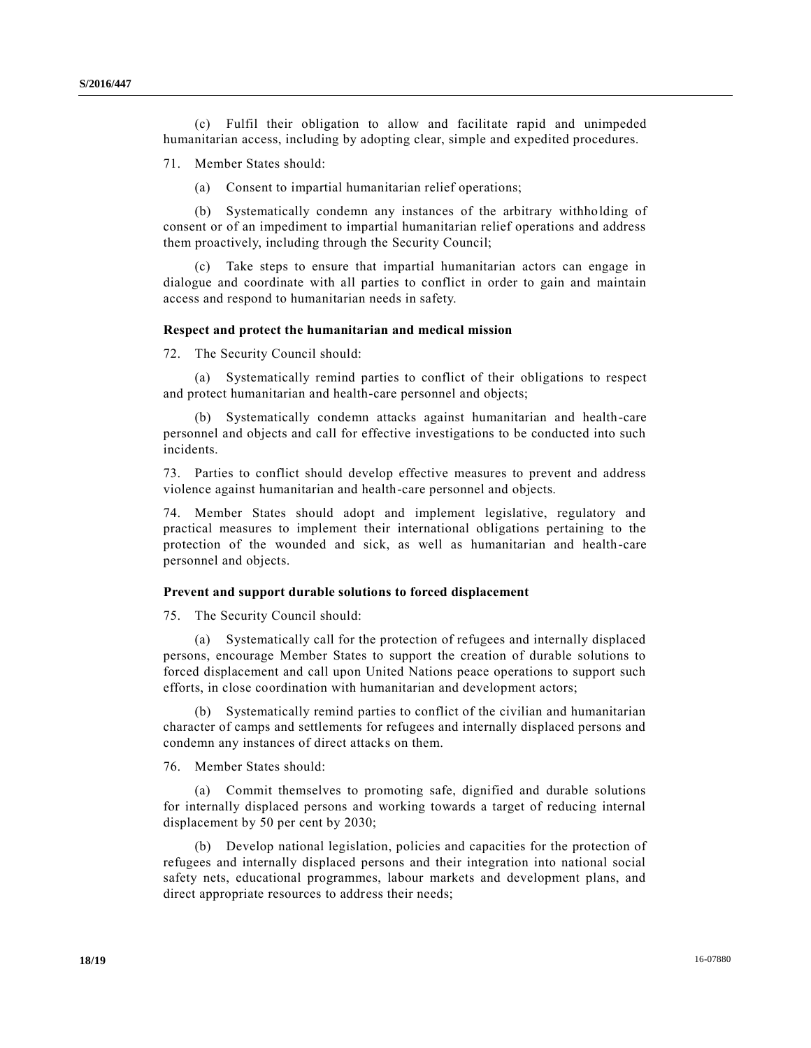(c) Fulfil their obligation to allow and facilitate rapid and unimpeded humanitarian access, including by adopting clear, simple and expedited procedures.

71. Member States should:

(a) Consent to impartial humanitarian relief operations;

(b) Systematically condemn any instances of the arbitrary withholding of consent or of an impediment to impartial humanitarian relief operations and address them proactively, including through the Security Council;

(c) Take steps to ensure that impartial humanitarian actors can engage in dialogue and coordinate with all parties to conflict in order to gain and maintain access and respond to humanitarian needs in safety.

**Respect and protect the humanitarian and medical mission**

72. The Security Council should:

(a) Systematically remind parties to conflict of their obligations to respect and protect humanitarian and health-care personnel and objects;

(b) Systematically condemn attacks against humanitarian and health-care personnel and objects and call for effective investigations to be conducted into such incidents.

73. Parties to conflict should develop effective measures to prevent and address violence against humanitarian and health-care personnel and objects.

74. Member States should adopt and implement legislative, regulatory and practical measures to implement their international obligations pertaining to the protection of the wounded and sick, as well as humanitarian and health-care personnel and objects.

**Prevent and support durable solutions to forced displacement**

75. The Security Council should:

(a) Systematically call for the protection of refugees and internally displaced persons, encourage Member States to support the creation of durable solutions to forced displacement and call upon United Nations peace operations to support such efforts, in close coordination with humanitarian and development actors;

(b) Systematically remind parties to conflict of the civilian and humanitarian character of camps and settlements for refugees and internally displaced persons and condemn any instances of direct attacks on them.

76. Member States should:

(a) Commit themselves to promoting safe, dignified and durable solutions for internally displaced persons and working towards a target of reducing internal displacement by 50 per cent by 2030;

(b) Develop national legislation, policies and capacities for the protection of refugees and internally displaced persons and their integration into national social safety nets, educational programmes, labour markets and development plans, and direct appropriate resources to address their needs;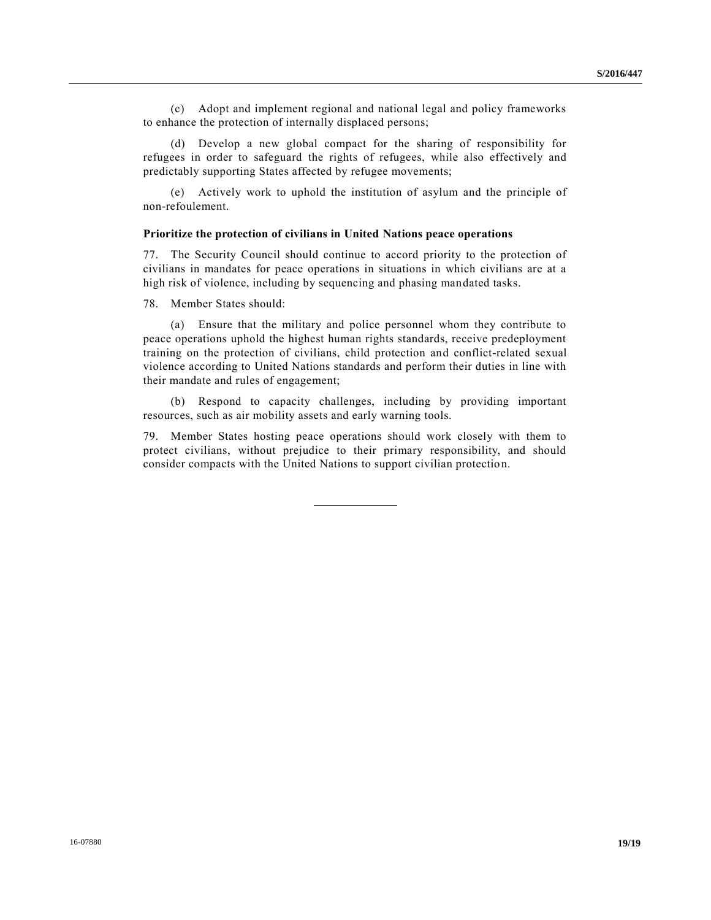(c) Adopt and implement regional and national legal and policy frameworks to enhance the protection of internally displaced persons;

(d) Develop a new global compact for the sharing of responsibility for refugees in order to safeguard the rights of refugees, while also effectively and predictably supporting States affected by refugee movements;

(e) Actively work to uphold the institution of asylum and the principle of non-refoulement.

**Prioritize the protection of civilians in United Nations peace operations**

77. The Security Council should continue to accord priority to the protection of civilians in mandates for peace operations in situations in which civilians are at a high risk of violence, including by sequencing and phasing mandated tasks.

78. Member States should:

(a) Ensure that the military and police personnel whom they contribute to peace operations uphold the highest human rights standards, receive predeployment training on the protection of civilians, child protection and conflict-related sexual violence according to United Nations standards and perform their duties in line with their mandate and rules of engagement;

(b) Respond to capacity challenges, including by providing important resources, such as air mobility assets and early warning tools.

79. Member States hosting peace operations should work closely with them to protect civilians, without prejudice to their primary responsibility, and should consider compacts with the United Nations to support civilian protection.